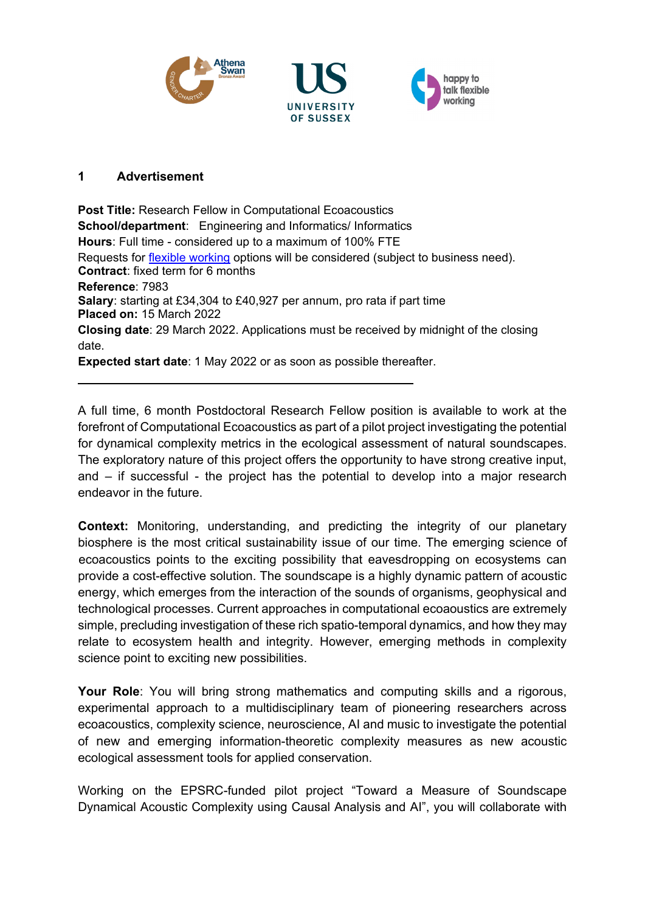## 1 Advertisement

**Post Title:** Research Fellow in Computational Ecoacoustics
**School/department**: Engineering and Informatics/ Informatics
**Hours**: Full time - considered up to a maximum of 100% FTE
Requests for flexible working options will be considered (subject to business need).
**Contract**: fixed term for 6 months
**Reference**: 7983
**Salary**: starting at £34,304 to £40,927 per annum, pro rata if part time
**Placed on:** 15 March 2022
**Closing date**: 29 March 2022. Applications must be received by midnight of the closing date.
**Expected start date**: 1 May 2022 or as soon as possible thereafter.

---

A full time, 6 month Postdoctoral Research Fellow position is available to work at the forefront of Computational Ecoacoustics as part of a pilot project investigating the potential for dynamical complexity metrics in the ecological assessment of natural soundscapes. The exploratory nature of this project offers the opportunity to have strong creative input, and – if successful - the project has the potential to develop into a major research endeavor in the future.

**Context:** Monitoring, understanding, and predicting the integrity of our planetary biosphere is the most critical sustainability issue of our time. The emerging science of ecoacoustics points to the exciting possibility that eavesdropping on ecosystems can provide a cost-effective solution. The soundscape is a highly dynamic pattern of acoustic energy, which emerges from the interaction of the sounds of organisms, geophysical and technological processes. Current approaches in computational ecoaoustics are extremely simple, precluding investigation of these rich spatio-temporal dynamics, and how they may relate to ecosystem health and integrity. However, emerging methods in complexity science point to exciting new possibilities.

**Your Role**: You will bring strong mathematics and computing skills and a rigorous, experimental approach to a multidisciplinary team of pioneering researchers across ecoacoustics, complexity science, neuroscience, AI and music to investigate the potential of new and emerging information-theoretic complexity measures as new acoustic ecological assessment tools for applied conservation.

Working on the EPSRC-funded pilot project "Toward a Measure of Soundscape Dynamical Acoustic Complexity using Causal Analysis and AI", you will collaborate with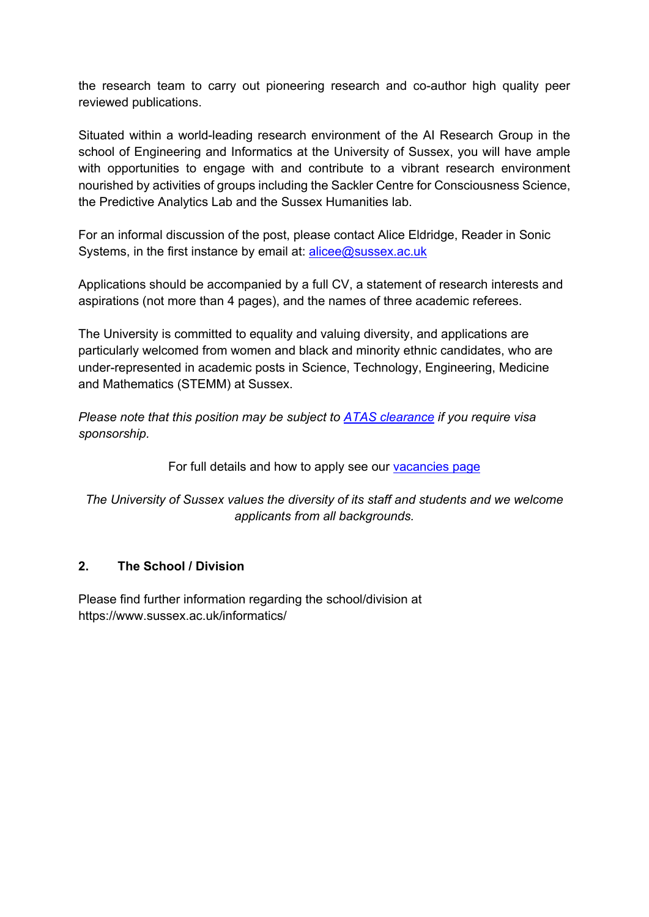the research team to carry out pioneering research and co-author high quality peer reviewed publications.

Situated within a world-leading research environment of the AI Research Group in the school of Engineering and Informatics at the University of Sussex, you will have ample with opportunities to engage with and contribute to a vibrant research environment nourished by activities of groups including the Sackler Centre for Consciousness Science, the Predictive Analytics Lab and the Sussex Humanities lab.

For an informal discussion of the post, please contact Alice Eldridge, Reader in Sonic Systems, in the first instance by email at: [alicee@sussex.ac.uk](mailto:alicee@sussex.ac.uk)

Applications should be accompanied by a full CV, a statement of research interests and aspirations (not more than 4 pages), and the names of three academic referees.

The University is committed to equality and valuing diversity, and applications are particularly welcomed from women and black and minority ethnic candidates, who are under-represented in academic posts in Science, Technology, Engineering, Medicine and Mathematics (STEMM) at Sussex.

*Please note that this position may be subject to [ATAS clearance]() if you require visa sponsorship.*

For full details and how to apply see our [vacancies page]()

*The University of Sussex values the diversity of its staff and students and we welcome applicants from all backgrounds.*

## 2. The School / Division

Please find further information regarding the school/division at https://www.sussex.ac.uk/informatics/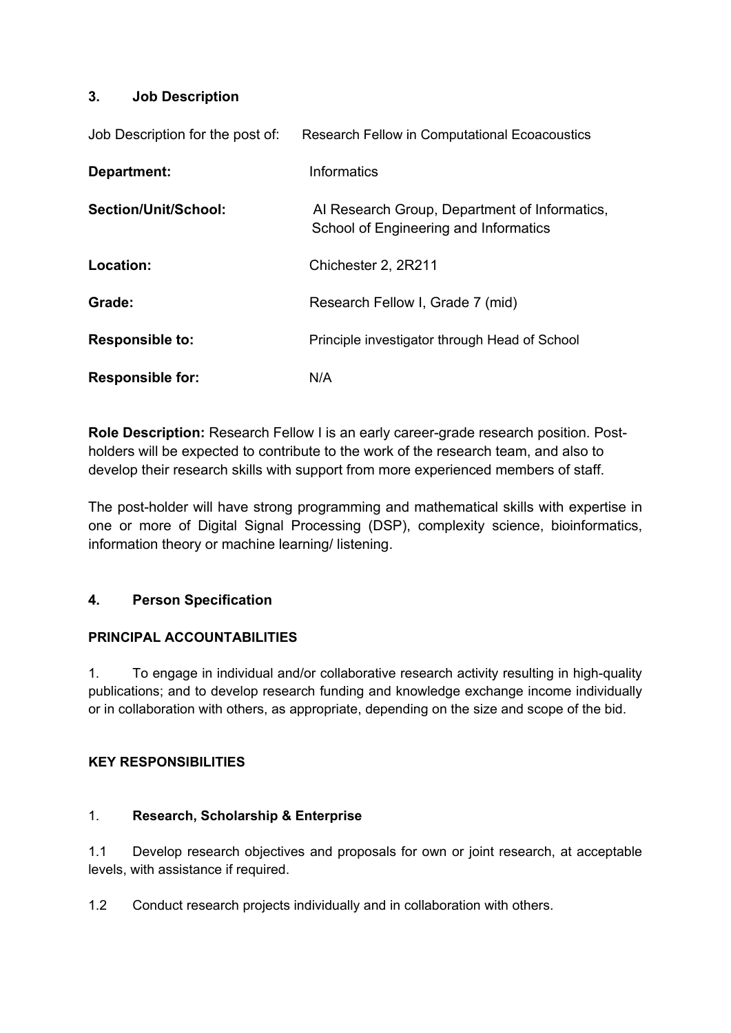## 3. Job Description

| | |
|---|---|
| Job Description for the post of: | Research Fellow in Computational Ecoacoustics |
| **Department:** | Informatics |
| **Section/Unit/School:** | AI Research Group, Department of Informatics, School of Engineering and Informatics |
| **Location:** | Chichester 2, 2R211 |
| **Grade:** | Research Fellow I, Grade 7 (mid) |
| **Responsible to:** | Principle investigator through Head of School |
| **Responsible for:** | N/A |

**Role Description:** Research Fellow I is an early career-grade research position. Post-holders will be expected to contribute to the work of the research team, and also to develop their research skills with support from more experienced members of staff.

The post-holder will have strong programming and mathematical skills with expertise in one or more of Digital Signal Processing (DSP), complexity science, bioinformatics, information theory or machine learning/ listening.

## 4. Person Specification

### PRINCIPAL ACCOUNTABILITIES

1. To engage in individual and/or collaborative research activity resulting in high-quality publications; and to develop research funding and knowledge exchange income individually or in collaboration with others, as appropriate, depending on the size and scope of the bid.

### KEY RESPONSIBILITIES

1. **Research, Scholarship & Enterprise**

1.1 Develop research objectives and proposals for own or joint research, at acceptable levels, with assistance if required.

1.2 Conduct research projects individually and in collaboration with others.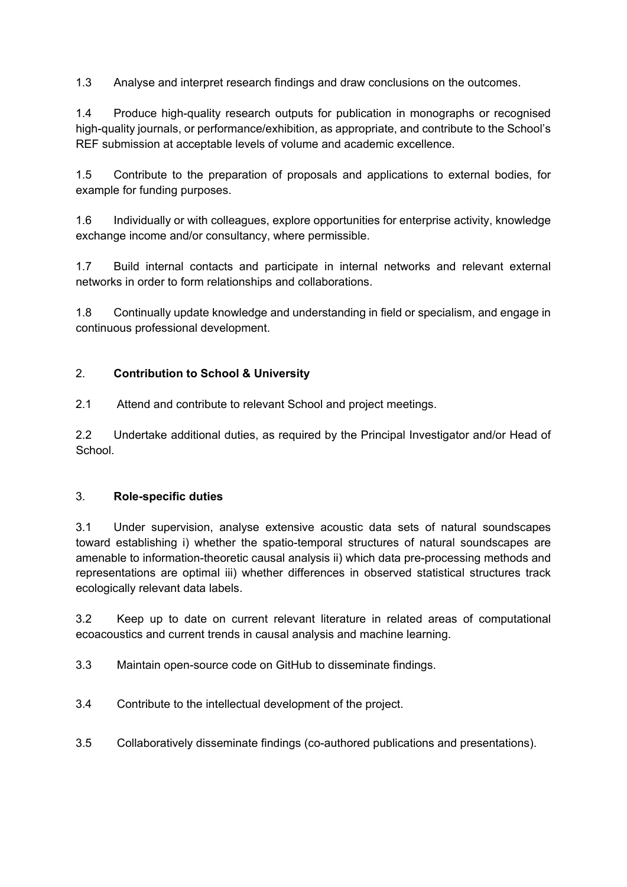1.3 Analyse and interpret research findings and draw conclusions on the outcomes.

1.4 Produce high-quality research outputs for publication in monographs or recognised high-quality journals, or performance/exhibition, as appropriate, and contribute to the School's REF submission at acceptable levels of volume and academic excellence.

1.5 Contribute to the preparation of proposals and applications to external bodies, for example for funding purposes.

1.6 Individually or with colleagues, explore opportunities for enterprise activity, knowledge exchange income and/or consultancy, where permissible.

1.7 Build internal contacts and participate in internal networks and relevant external networks in order to form relationships and collaborations.

1.8 Continually update knowledge and understanding in field or specialism, and engage in continuous professional development.

## 2. **Contribution to School & University**

2.1 Attend and contribute to relevant School and project meetings.

2.2 Undertake additional duties, as required by the Principal Investigator and/or Head of School.

## 3. **Role-specific duties**

3.1 Under supervision, analyse extensive acoustic data sets of natural soundscapes toward establishing i) whether the spatio-temporal structures of natural soundscapes are amenable to information-theoretic causal analysis ii) which data pre-processing methods and representations are optimal iii) whether differences in observed statistical structures track ecologically relevant data labels.

3.2 Keep up to date on current relevant literature in related areas of computational ecoacoustics and current trends in causal analysis and machine learning.

3.3 Maintain open-source code on GitHub to disseminate findings.

3.4 Contribute to the intellectual development of the project.

3.5 Collaboratively disseminate findings (co-authored publications and presentations).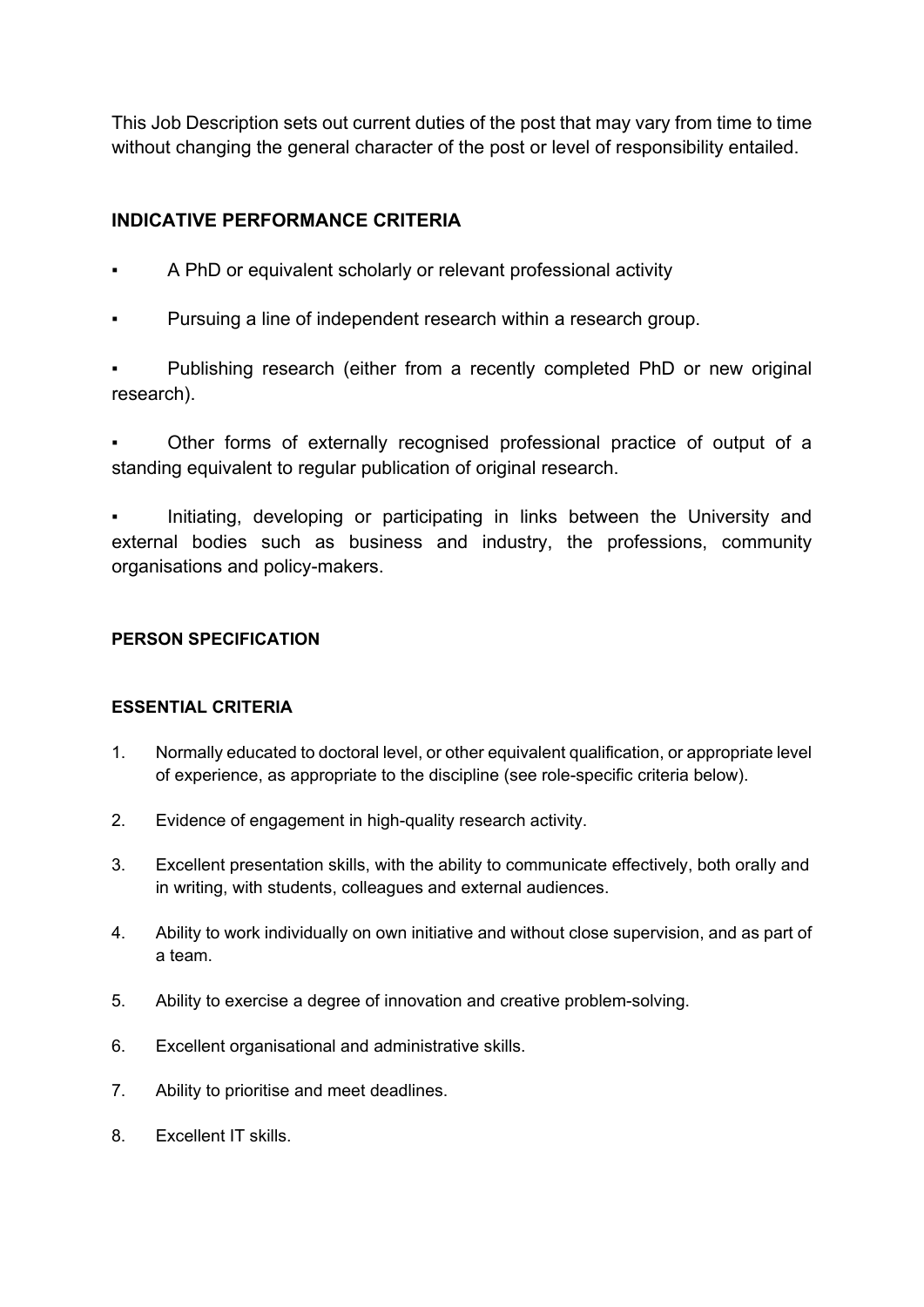This Job Description sets out current duties of the post that may vary from time to time without changing the general character of the post or level of responsibility entailed.

## INDICATIVE PERFORMANCE CRITERIA

- A PhD or equivalent scholarly or relevant professional activity
- Pursuing a line of independent research within a research group.
- Publishing research (either from a recently completed PhD or new original research).
- Other forms of externally recognised professional practice of output of a standing equivalent to regular publication of original research.
- Initiating, developing or participating in links between the University and external bodies such as business and industry, the professions, community organisations and policy-makers.

### PERSON SPECIFICATION

### ESSENTIAL CRITERIA

1. Normally educated to doctoral level, or other equivalent qualification, or appropriate level of experience, as appropriate to the discipline (see role-specific criteria below).
2. Evidence of engagement in high-quality research activity.
3. Excellent presentation skills, with the ability to communicate effectively, both orally and in writing, with students, colleagues and external audiences.
4. Ability to work individually on own initiative and without close supervision, and as part of a team.
5. Ability to exercise a degree of innovation and creative problem-solving.
6. Excellent organisational and administrative skills.
7. Ability to prioritise and meet deadlines.
8. Excellent IT skills.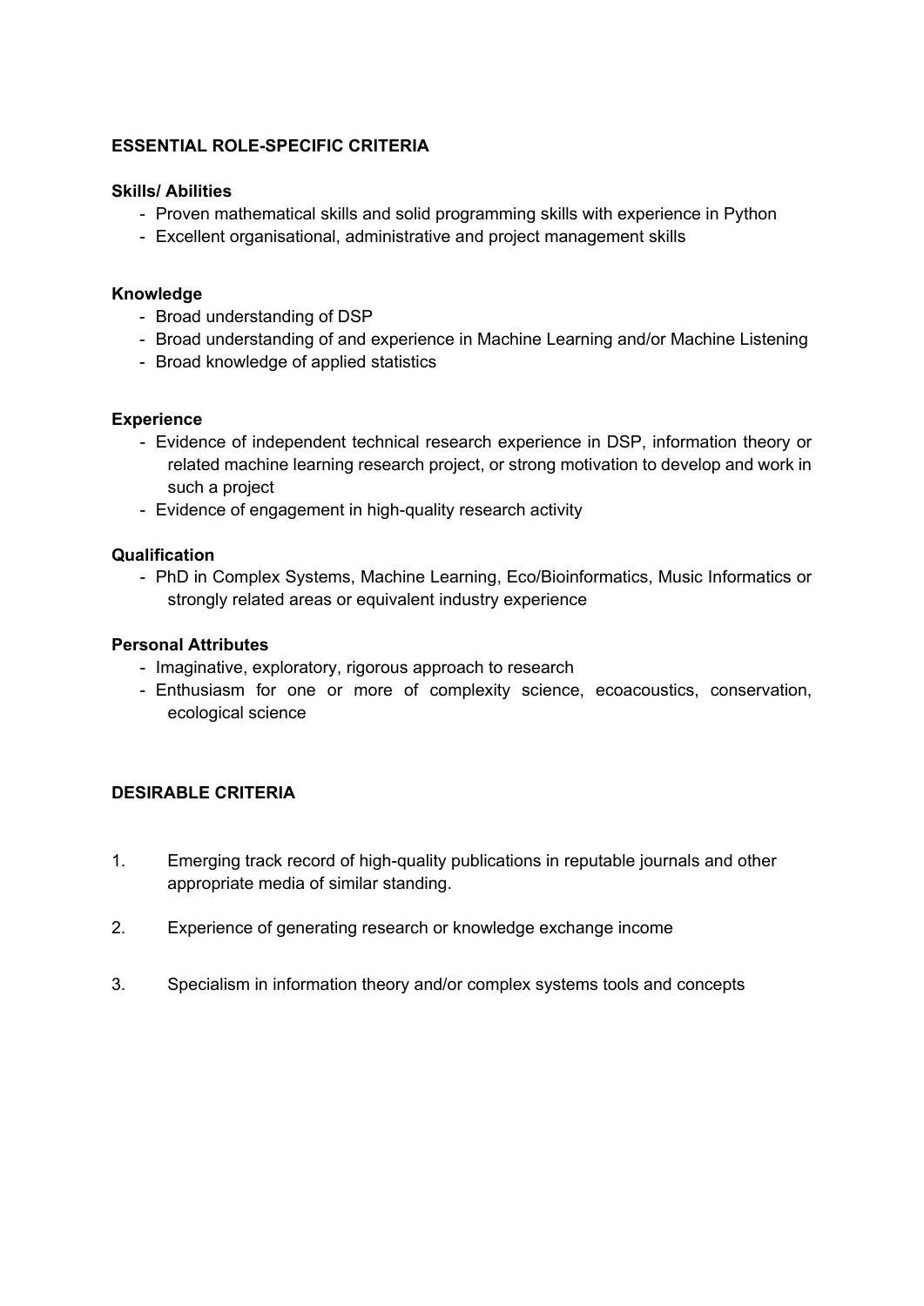## ESSENTIAL ROLE-SPECIFIC CRITERIA

### Skills/ Abilities

- Proven mathematical skills and solid programming skills with experience in Python
- Excellent organisational, administrative and project management skills

### Knowledge

- Broad understanding of DSP
- Broad understanding of and experience in Machine Learning and/or Machine Listening
- Broad knowledge of applied statistics

### Experience

- Evidence of independent technical research experience in DSP, information theory or related machine learning research project, or strong motivation to develop and work in such a project
- Evidence of engagement in high-quality research activity

### Qualification

- PhD in Complex Systems, Machine Learning, Eco/Bioinformatics, Music Informatics or strongly related areas or equivalent industry experience

### Personal Attributes

- Imaginative, exploratory, rigorous approach to research
- Enthusiasm for one or more of complexity science, ecoacoustics, conservation, ecological science

## DESIRABLE CRITERIA

1. Emerging track record of high-quality publications in reputable journals and other appropriate media of similar standing.
2. Experience of generating research or knowledge exchange income
3. Specialism in information theory and/or complex systems tools and concepts